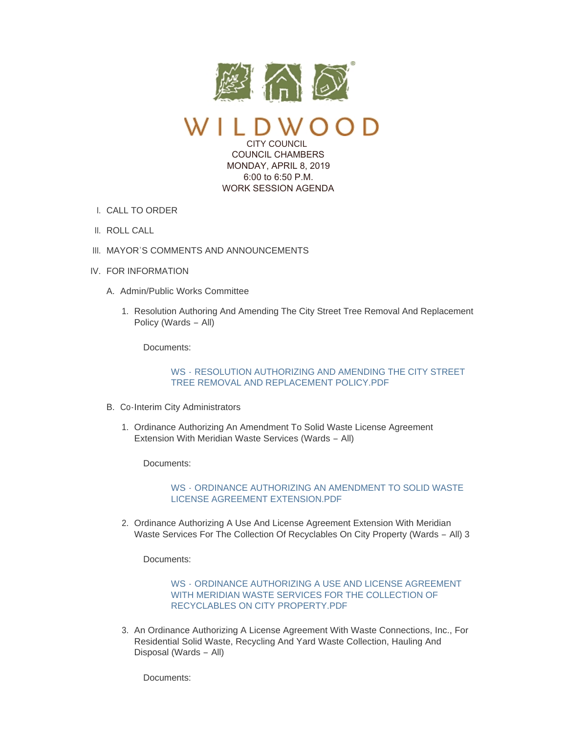# WILDWOOD

CITY COUNCIL
COUNCIL CHAMBERS
MONDAY, APRIL 8, 2019
6:00 to 6:50 P.M.
WORK SESSION AGENDA

I. CALL TO ORDER

II. ROLL CALL

III. MAYOR'S COMMENTS AND ANNOUNCEMENTS

IV. FOR INFORMATION

A. Admin/Public Works Committee

1. Resolution Authoring And Amending The City Street Tree Removal And Replacement Policy (Wards – All)

Documents:

WS - RESOLUTION AUTHORIZING AND AMENDING THE CITY STREET TREE REMOVAL AND REPLACEMENT POLICY.PDF

B. Co-Interim City Administrators

1. Ordinance Authorizing An Amendment To Solid Waste License Agreement Extension With Meridian Waste Services (Wards – All)

Documents:

WS - ORDINANCE AUTHORIZING AN AMENDMENT TO SOLID WASTE LICENSE AGREEMENT EXTENSION.PDF

2. Ordinance Authorizing A Use And License Agreement Extension With Meridian Waste Services For The Collection Of Recyclables On City Property (Wards – All) 3

Documents:

WS - ORDINANCE AUTHORIZING A USE AND LICENSE AGREEMENT WITH MERIDIAN WASTE SERVICES FOR THE COLLECTION OF RECYCLABLES ON CITY PROPERTY.PDF

3. An Ordinance Authorizing A License Agreement With Waste Connections, Inc., For Residential Solid Waste, Recycling And Yard Waste Collection, Hauling And Disposal (Wards – All)

Documents: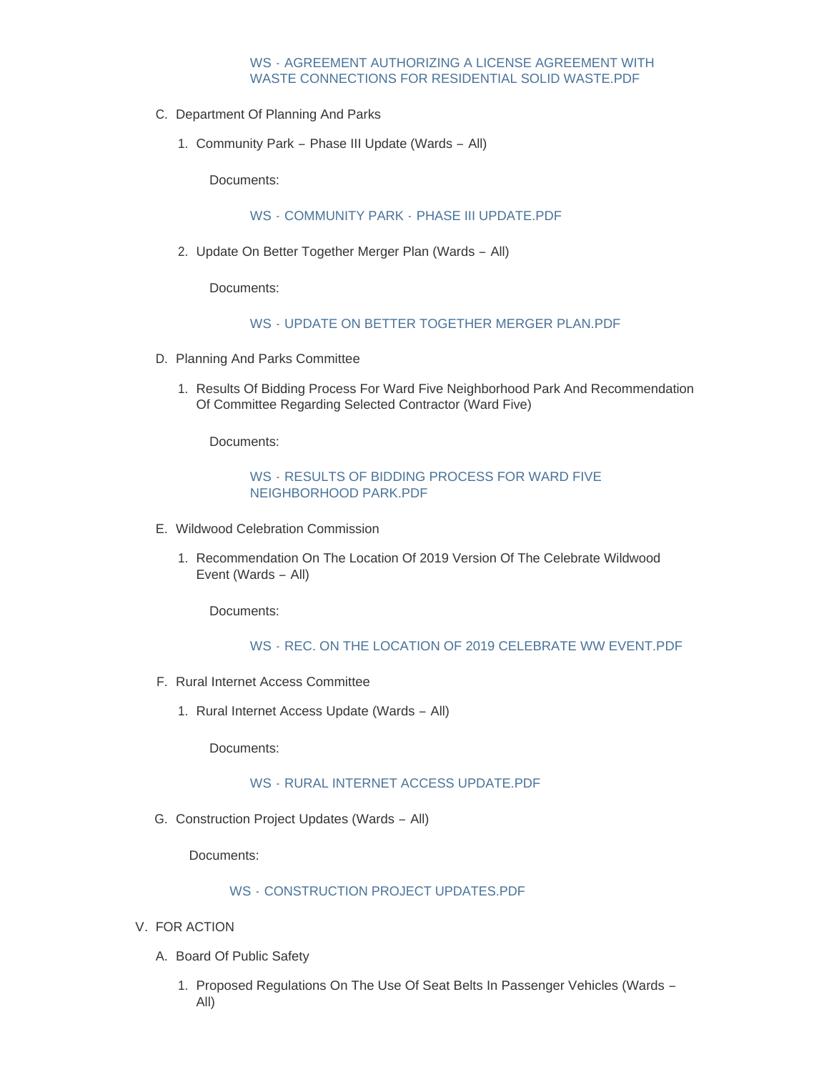WS - AGREEMENT AUTHORIZING A LICENSE AGREEMENT WITH WASTE CONNECTIONS FOR RESIDENTIAL SOLID WASTE.PDF

C. Department Of Planning And Parks

1. Community Park – Phase III Update (Wards – All)

   Documents:

   WS - COMMUNITY PARK - PHASE III UPDATE.PDF

2. Update On Better Together Merger Plan (Wards – All)

   Documents:

   WS - UPDATE ON BETTER TOGETHER MERGER PLAN.PDF

D. Planning And Parks Committee

1. Results Of Bidding Process For Ward Five Neighborhood Park And Recommendation Of Committee Regarding Selected Contractor (Ward Five)

   Documents:

   WS - RESULTS OF BIDDING PROCESS FOR WARD FIVE NEIGHBORHOOD PARK.PDF

E. Wildwood Celebration Commission

1. Recommendation On The Location Of 2019 Version Of The Celebrate Wildwood Event (Wards – All)

   Documents:

   WS - REC. ON THE LOCATION OF 2019 CELEBRATE WW EVENT.PDF

F. Rural Internet Access Committee

1. Rural Internet Access Update (Wards – All)

   Documents:

   WS - RURAL INTERNET ACCESS UPDATE.PDF

G. Construction Project Updates (Wards – All)

   Documents:

   WS - CONSTRUCTION PROJECT UPDATES.PDF

V. FOR ACTION

A. Board Of Public Safety

1. Proposed Regulations On The Use Of Seat Belts In Passenger Vehicles (Wards – All)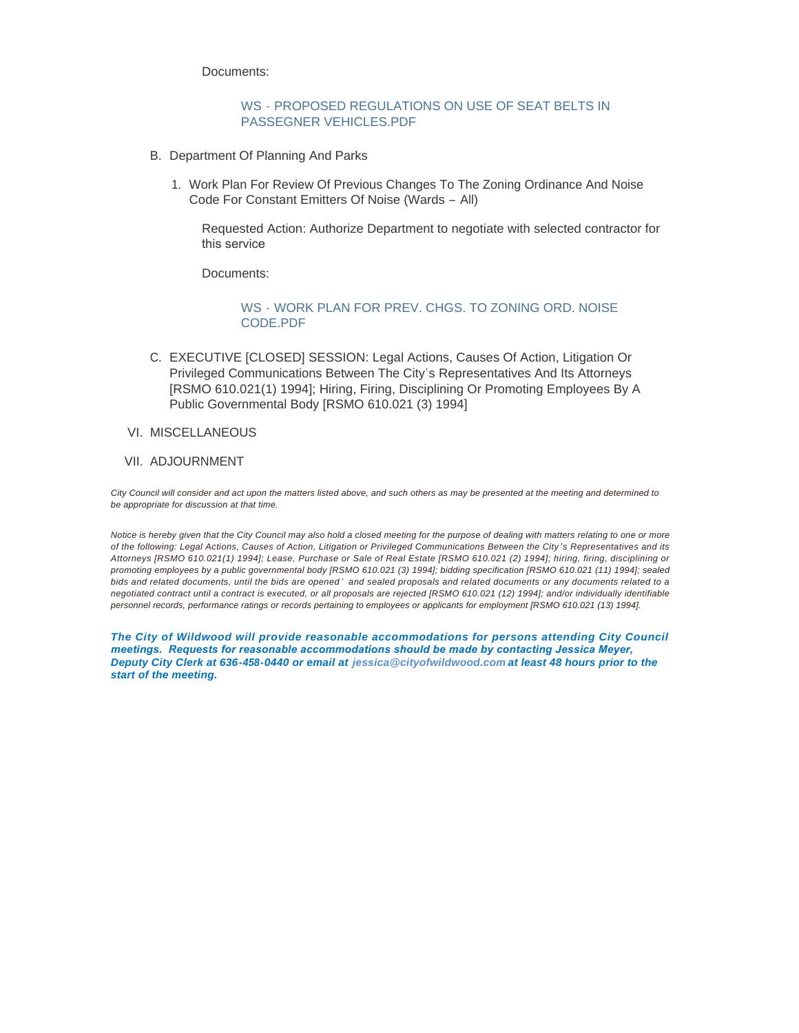Documents:

WS - PROPOSED REGULATIONS ON USE OF SEAT BELTS IN PASSEGNER VEHICLES.PDF

B. Department Of Planning And Parks

1. Work Plan For Review Of Previous Changes To The Zoning Ordinance And Noise Code For Constant Emitters Of Noise (Wards – All)

   Requested Action: Authorize Department to negotiate with selected contractor for this service

   Documents:

   WS - WORK PLAN FOR PREV. CHGS. TO ZONING ORD. NOISE CODE.PDF

C. EXECUTIVE [CLOSED] SESSION: Legal Actions, Causes Of Action, Litigation Or Privileged Communications Between The City's Representatives And Its Attorneys [RSMO 610.021(1) 1994]; Hiring, Firing, Disciplining Or Promoting Employees By A Public Governmental Body [RSMO 610.021 (3) 1994]

VI. MISCELLANEOUS

VII. ADJOURNMENT

*City Council will consider and act upon the matters listed above, and such others as may be presented at the meeting and determined to be appropriate for discussion at that time.*

*Notice is hereby given that the City Council may also hold a closed meeting for the purpose of dealing with matters relating to one or more of the following: Legal Actions, Causes of Action, Litigation or Privileged Communications Between the City's Representatives and its Attorneys [RSMO 610.021(1) 1994]; Lease, Purchase or Sale of Real Estate [RSMO 610.021 (2) 1994]; hiring, firing, disciplining or promoting employees by a public governmental body [RSMO 610.021 (3) 1994]; bidding specification [RSMO 610.021 (11) 1994]; sealed bids and related documents, until the bids are opened' and sealed proposals and related documents or any documents related to a negotiated contract until a contract is executed, or all proposals are rejected [RSMO 610.021 (12) 1994]; and/or individually identifiable personnel records, performance ratings or records pertaining to employees or applicants for employment [RSMO 610.021 (13) 1994].*

***The City of Wildwood will provide reasonable accommodations for persons attending City Council meetings. Requests for reasonable accommodations should be made by contacting Jessica Meyer, Deputy City Clerk at 636-458-0440 or email at jessica@cityofwildwood.com at least 48 hours prior to the start of the meeting.***